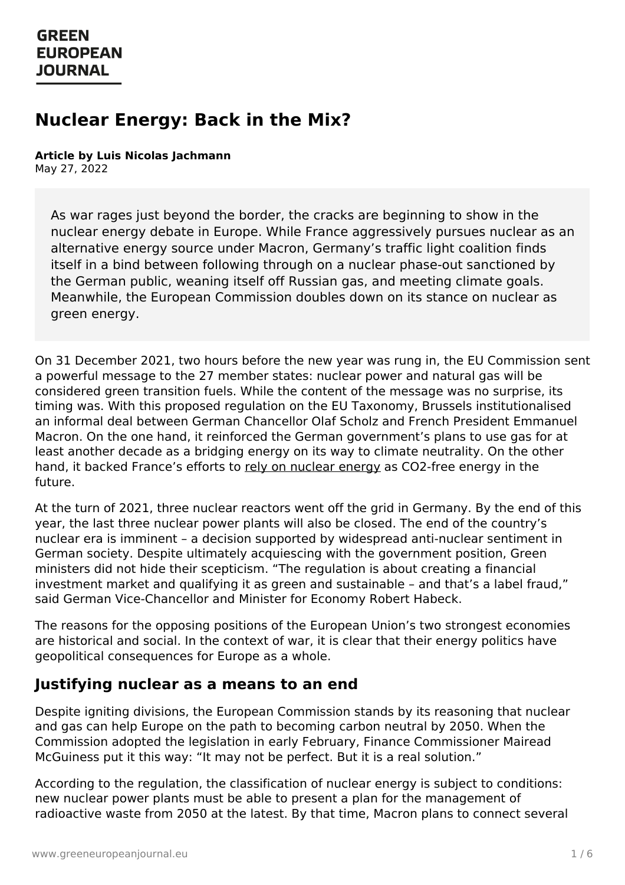GREEN EUROPEAN JOURNAL

# Nuclear Energy: Back in the Mix?

**Article by Luis Nicolas Jachmann**
May 27, 2022

> As war rages just beyond the border, the cracks are beginning to show in the nuclear energy debate in Europe. While France aggressively pursues nuclear as an alternative energy source under Macron, Germany's traffic light coalition finds itself in a bind between following through on a nuclear phase-out sanctioned by the German public, weaning itself off Russian gas, and meeting climate goals. Meanwhile, the European Commission doubles down on its stance on nuclear as green energy.

On 31 December 2021, two hours before the new year was rung in, the EU Commission sent a powerful message to the 27 member states: nuclear power and natural gas will be considered green transition fuels. While the content of the message was no surprise, its timing was. With this proposed regulation on the EU Taxonomy, Brussels institutionalised an informal deal between German Chancellor Olaf Scholz and French President Emmanuel Macron. On the one hand, it reinforced the German government's plans to use gas for at least another decade as a bridging energy on its way to climate neutrality. On the other hand, it backed France's efforts to rely on nuclear energy as CO2-free energy in the future.

At the turn of 2021, three nuclear reactors went off the grid in Germany. By the end of this year, the last three nuclear power plants will also be closed. The end of the country's nuclear era is imminent – a decision supported by widespread anti-nuclear sentiment in German society. Despite ultimately acquiescing with the government position, Green ministers did not hide their scepticism. "The regulation is about creating a financial investment market and qualifying it as green and sustainable – and that's a label fraud," said German Vice-Chancellor and Minister for Economy Robert Habeck.

The reasons for the opposing positions of the European Union's two strongest economies are historical and social. In the context of war, it is clear that their energy politics have geopolitical consequences for Europe as a whole.

## Justifying nuclear as a means to an end

Despite igniting divisions, the European Commission stands by its reasoning that nuclear and gas can help Europe on the path to becoming carbon neutral by 2050. When the Commission adopted the legislation in early February, Finance Commissioner Mairead McGuiness put it this way: "It may not be perfect. But it is a real solution."

According to the regulation, the classification of nuclear energy is subject to conditions: new nuclear power plants must be able to present a plan for the management of radioactive waste from 2050 at the latest. By that time, Macron plans to connect several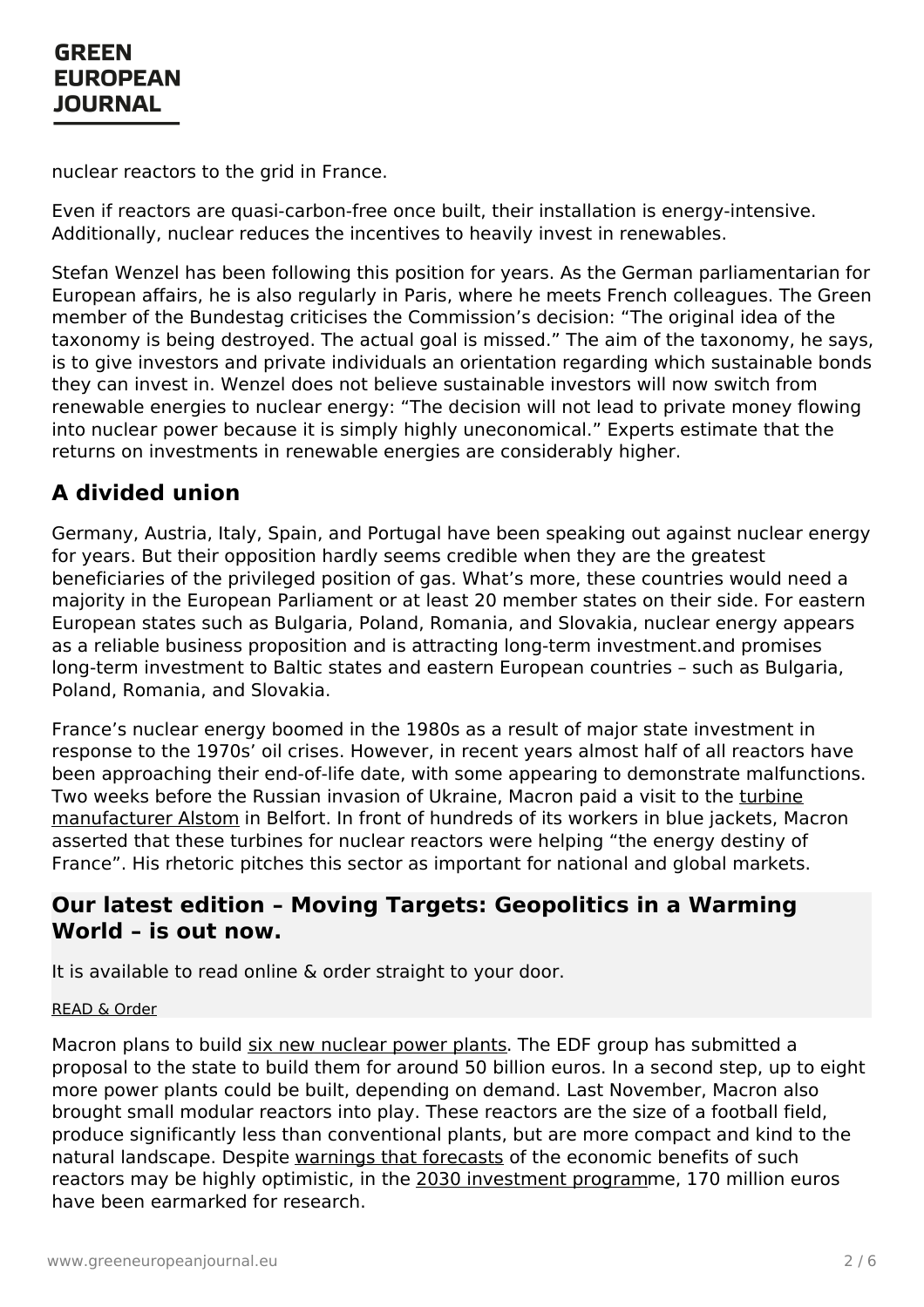nuclear reactors to the grid in France.

Even if reactors are quasi-carbon-free once built, their installation is energy-intensive. Additionally, nuclear reduces the incentives to heavily invest in renewables.

Stefan Wenzel has been following this position for years. As the German parliamentarian for European affairs, he is also regularly in Paris, where he meets French colleagues. The Green member of the Bundestag criticises the Commission's decision: "The original idea of the taxonomy is being destroyed. The actual goal is missed." The aim of the taxonomy, he says, is to give investors and private individuals an orientation regarding which sustainable bonds they can invest in. Wenzel does not believe sustainable investors will now switch from renewable energies to nuclear energy: "The decision will not lead to private money flowing into nuclear power because it is simply highly uneconomical." Experts estimate that the returns on investments in renewable energies are considerably higher.

## A divided union

Germany, Austria, Italy, Spain, and Portugal have been speaking out against nuclear energy for years. But their opposition hardly seems credible when they are the greatest beneficiaries of the privileged position of gas. What's more, these countries would need a majority in the European Parliament or at least 20 member states on their side. For eastern European states such as Bulgaria, Poland, Romania, and Slovakia, nuclear energy appears as a reliable business proposition and is attracting long-term investment.and promises long-term investment to Baltic states and eastern European countries – such as Bulgaria, Poland, Romania, and Slovakia.

France's nuclear energy boomed in the 1980s as a result of major state investment in response to the 1970s' oil crises. However, in recent years almost half of all reactors have been approaching their end-of-life date, with some appearing to demonstrate malfunctions. Two weeks before the Russian invasion of Ukraine, Macron paid a visit to the turbine manufacturer Alstom in Belfort. In front of hundreds of its workers in blue jackets, Macron asserted that these turbines for nuclear reactors were helping "the energy destiny of France". His rhetoric pitches this sector as important for national and global markets.

### Our latest edition – Moving Targets: Geopolitics in a Warming World – is out now.

It is available to read online & order straight to your door.

READ & Order

Macron plans to build six new nuclear power plants. The EDF group has submitted a proposal to the state to build them for around 50 billion euros. In a second step, up to eight more power plants could be built, depending on demand. Last November, Macron also brought small modular reactors into play. These reactors are the size of a football field, produce significantly less than conventional plants, but are more compact and kind to the natural landscape. Despite warnings that forecasts of the economic benefits of such reactors may be highly optimistic, in the 2030 investment programme, 170 million euros have been earmarked for research.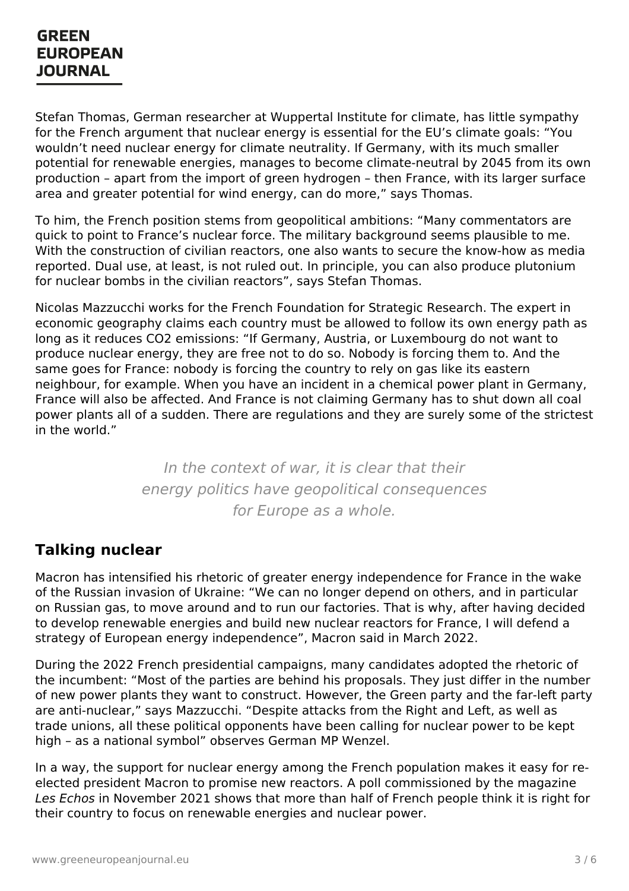Stefan Thomas, German researcher at Wuppertal Institute for climate, has little sympathy for the French argument that nuclear energy is essential for the EU's climate goals: "You wouldn't need nuclear energy for climate neutrality. If Germany, with its much smaller potential for renewable energies, manages to become climate-neutral by 2045 from its own production – apart from the import of green hydrogen – then France, with its larger surface area and greater potential for wind energy, can do more," says Thomas.

To him, the French position stems from geopolitical ambitions: "Many commentators are quick to point to France's nuclear force. The military background seems plausible to me. With the construction of civilian reactors, one also wants to secure the know-how as media reported. Dual use, at least, is not ruled out. In principle, you can also produce plutonium for nuclear bombs in the civilian reactors", says Stefan Thomas.

Nicolas Mazzucchi works for the French Foundation for Strategic Research. The expert in economic geography claims each country must be allowed to follow its own energy path as long as it reduces $CO_2$ emissions: "If Germany, Austria, or Luxembourg do not want to produce nuclear energy, they are free not to do so. Nobody is forcing them to. And the same goes for France: nobody is forcing the country to rely on gas like its eastern neighbour, for example. When you have an incident in a chemical power plant in Germany, France will also be affected. And France is not claiming Germany has to shut down all coal power plants all of a sudden. There are regulations and they are surely some of the strictest in the world."

*In the context of war, it is clear that their energy politics have geopolitical consequences for Europe as a whole.*

## Talking nuclear

Macron has intensified his rhetoric of greater energy independence for France in the wake of the Russian invasion of Ukraine: "We can no longer depend on others, and in particular on Russian gas, to move around and to run our factories. That is why, after having decided to develop renewable energies and build new nuclear reactors for France, I will defend a strategy of European energy independence", Macron said in March 2022.

During the 2022 French presidential campaigns, many candidates adopted the rhetoric of the incumbent: "Most of the parties are behind his proposals. They just differ in the number of new power plants they want to construct. However, the Green party and the far-left party are anti-nuclear," says Mazzucchi. "Despite attacks from the Right and Left, as well as trade unions, all these political opponents have been calling for nuclear power to be kept high – as a national symbol" observes German MP Wenzel.

In a way, the support for nuclear energy among the French population makes it easy for re-elected president Macron to promise new reactors. A poll commissioned by the magazine *Les Echos* in November 2021 shows that more than half of French people think it is right for their country to focus on renewable energies and nuclear power.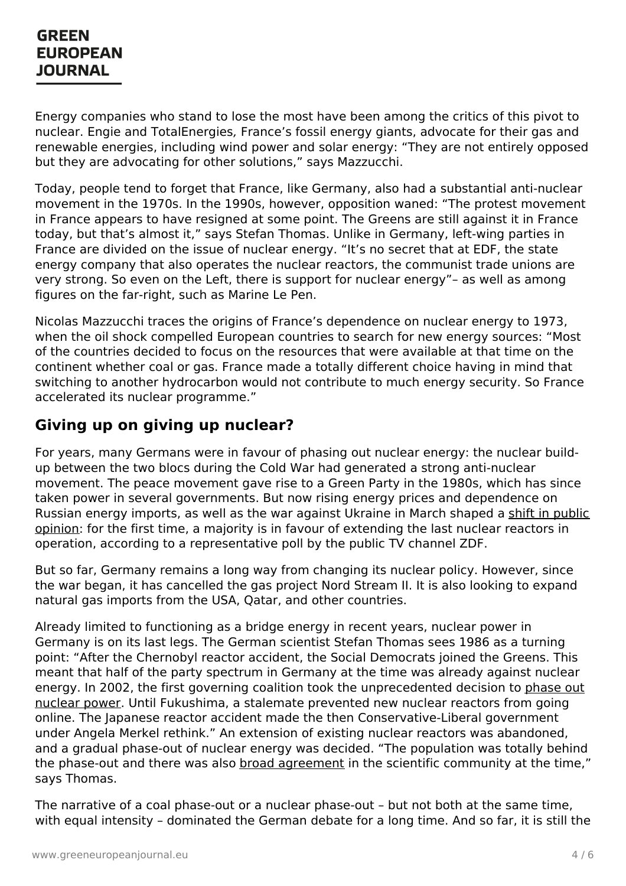Energy companies who stand to lose the most have been among the critics of this pivot to nuclear. Engie and TotalEnergies, France's fossil energy giants, advocate for their gas and renewable energies, including wind power and solar energy: "They are not entirely opposed but they are advocating for other solutions," says Mazzucchi.

Today, people tend to forget that France, like Germany, also had a substantial anti-nuclear movement in the 1970s. In the 1990s, however, opposition waned: "The protest movement in France appears to have resigned at some point. The Greens are still against it in France today, but that's almost it," says Stefan Thomas. Unlike in Germany, left-wing parties in France are divided on the issue of nuclear energy. "It's no secret that at EDF, the state energy company that also operates the nuclear reactors, the communist trade unions are very strong. So even on the Left, there is support for nuclear energy"– as well as among figures on the far-right, such as Marine Le Pen.

Nicolas Mazzucchi traces the origins of France's dependence on nuclear energy to 1973, when the oil shock compelled European countries to search for new energy sources: "Most of the countries decided to focus on the resources that were available at that time on the continent whether coal or gas. France made a totally different choice having in mind that switching to another hydrocarbon would not contribute to much energy security. So France accelerated its nuclear programme."

## Giving up on giving up nuclear?

For years, many Germans were in favour of phasing out nuclear energy: the nuclear build-up between the two blocs during the Cold War had generated a strong anti-nuclear movement. The peace movement gave rise to a Green Party in the 1980s, which has since taken power in several governments. But now rising energy prices and dependence on Russian energy imports, as well as the war against Ukraine in March shaped a shift in public opinion: for the first time, a majority is in favour of extending the last nuclear reactors in operation, according to a representative poll by the public TV channel ZDF.

But so far, Germany remains a long way from changing its nuclear policy. However, since the war began, it has cancelled the gas project Nord Stream II. It is also looking to expand natural gas imports from the USA, Qatar, and other countries.

Already limited to functioning as a bridge energy in recent years, nuclear power in Germany is on its last legs. The German scientist Stefan Thomas sees 1986 as a turning point: "After the Chernobyl reactor accident, the Social Democrats joined the Greens. This meant that half of the party spectrum in Germany at the time was already against nuclear energy. In 2002, the first governing coalition took the unprecedented decision to phase out nuclear power. Until Fukushima, a stalemate prevented new nuclear reactors from going online. The Japanese reactor accident made the then Conservative-Liberal government under Angela Merkel rethink." An extension of existing nuclear reactors was abandoned, and a gradual phase-out of nuclear energy was decided. "The population was totally behind the phase-out and there was also broad agreement in the scientific community at the time," says Thomas.

The narrative of a coal phase-out or a nuclear phase-out – but not both at the same time, with equal intensity – dominated the German debate for a long time. And so far, it is still the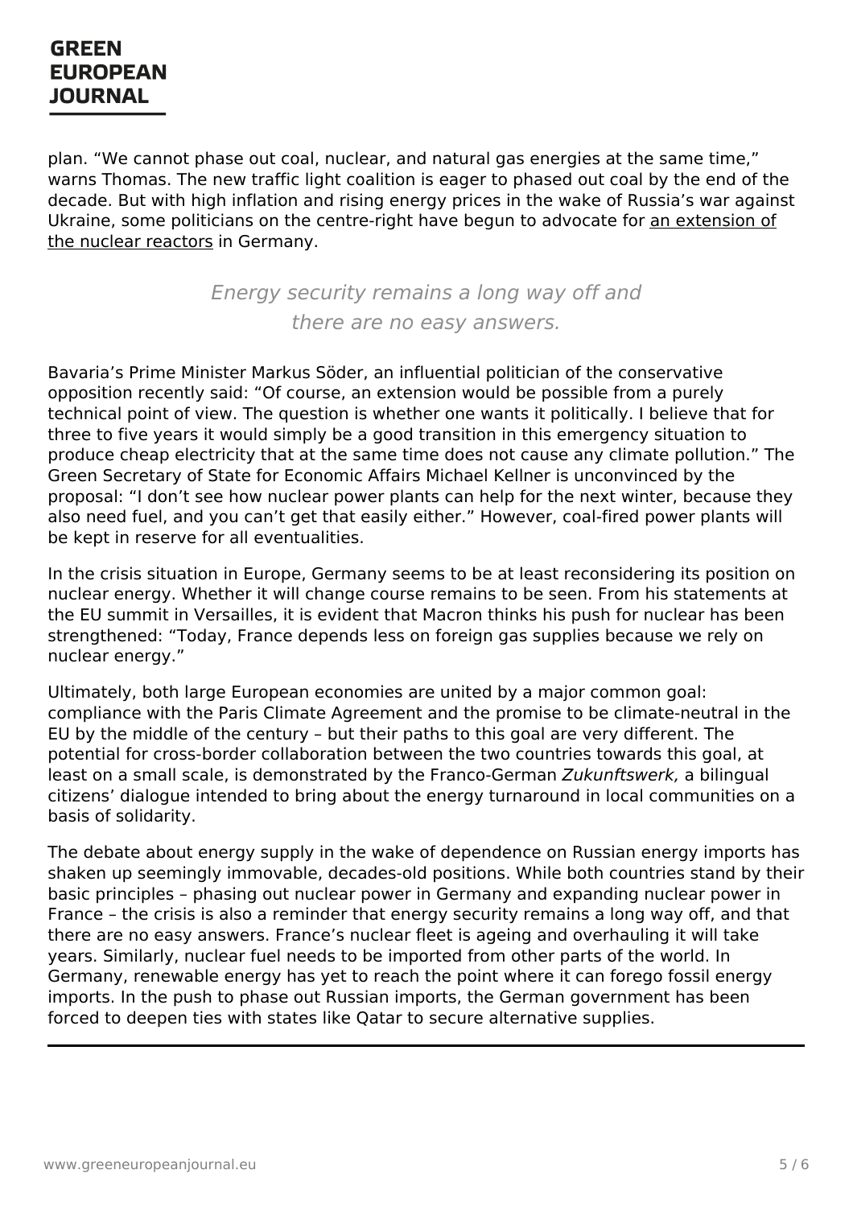plan. "We cannot phase out coal, nuclear, and natural gas energies at the same time," warns Thomas. The new traffic light coalition is eager to phased out coal by the end of the decade. But with high inflation and rising energy prices in the wake of Russia's war against Ukraine, some politicians on the centre-right have begun to advocate for an extension of the nuclear reactors in Germany.

> *Energy security remains a long way off and there are no easy answers.*

Bavaria's Prime Minister Markus Söder, an influential politician of the conservative opposition recently said: "Of course, an extension would be possible from a purely technical point of view. The question is whether one wants it politically. I believe that for three to five years it would simply be a good transition in this emergency situation to produce cheap electricity that at the same time does not cause any climate pollution." The Green Secretary of State for Economic Affairs Michael Kellner is unconvinced by the proposal: "I don't see how nuclear power plants can help for the next winter, because they also need fuel, and you can't get that easily either." However, coal-fired power plants will be kept in reserve for all eventualities.

In the crisis situation in Europe, Germany seems to be at least reconsidering its position on nuclear energy. Whether it will change course remains to be seen. From his statements at the EU summit in Versailles, it is evident that Macron thinks his push for nuclear has been strengthened: "Today, France depends less on foreign gas supplies because we rely on nuclear energy."

Ultimately, both large European economies are united by a major common goal: compliance with the Paris Climate Agreement and the promise to be climate-neutral in the EU by the middle of the century – but their paths to this goal are very different. The potential for cross-border collaboration between the two countries towards this goal, at least on a small scale, is demonstrated by the Franco-German *Zukunftswerk,* a bilingual citizens' dialogue intended to bring about the energy turnaround in local communities on a basis of solidarity.

The debate about energy supply in the wake of dependence on Russian energy imports has shaken up seemingly immovable, decades-old positions. While both countries stand by their basic principles – phasing out nuclear power in Germany and expanding nuclear power in France – the crisis is also a reminder that energy security remains a long way off, and that there are no easy answers. France's nuclear fleet is ageing and overhauling it will take years. Similarly, nuclear fuel needs to be imported from other parts of the world. In Germany, renewable energy has yet to reach the point where it can forego fossil energy imports. In the push to phase out Russian imports, the German government has been forced to deepen ties with states like Qatar to secure alternative supplies.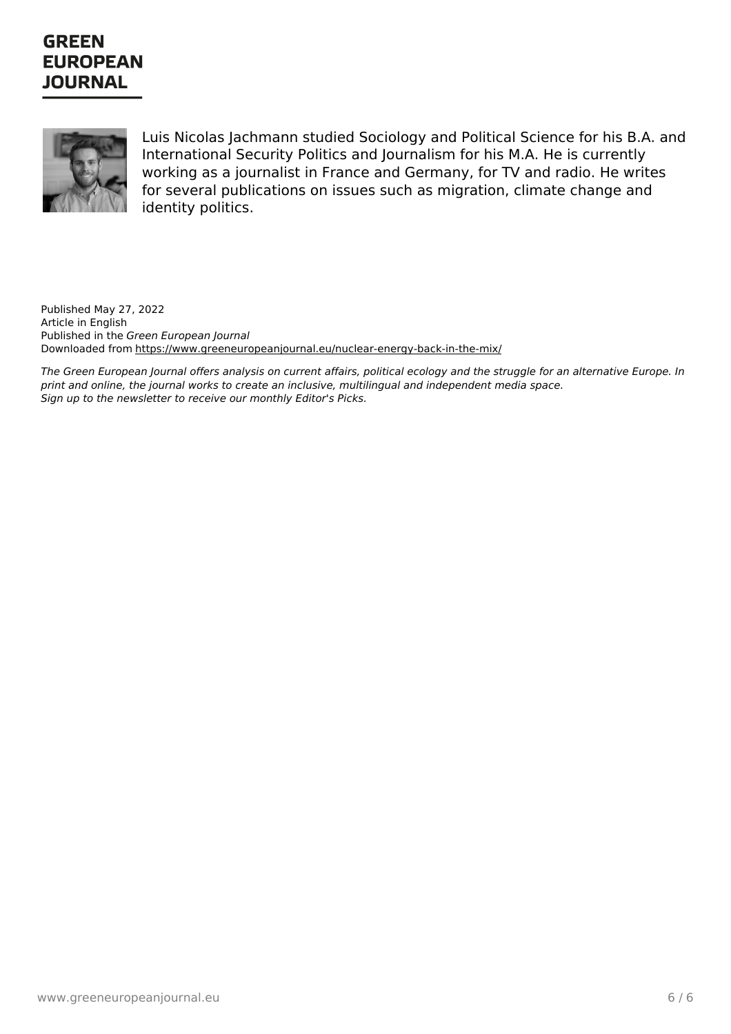Luis Nicolas Jachmann studied Sociology and Political Science for his B.A. and International Security Politics and Journalism for his M.A. He is currently working as a journalist in France and Germany, for TV and radio. He writes for several publications on issues such as migration, climate change and identity politics.

Published May 27, 2022
Article in English
Published in the *Green European Journal*
Downloaded from https://www.greeneuropeanjournal.eu/nuclear-energy-back-in-the-mix/

*The Green European Journal offers analysis on current affairs, political ecology and the struggle for an alternative Europe. In print and online, the journal works to create an inclusive, multilingual and independent media space.*
*Sign up to the newsletter to receive our monthly Editor's Picks.*